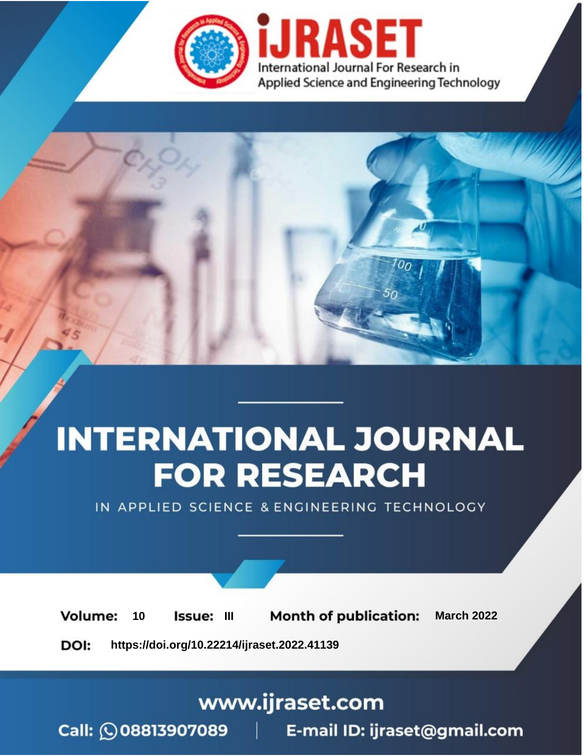iJRASET

International Journal For Research in Applied Science and Engineering Technology

# INTERNATIONAL JOURNAL FOR RESEARCH

IN APPLIED SCIENCE & ENGINEERING TECHNOLOGY

**Volume:** 10 **Issue:** III **Month of publication:** March 2022

**DOI:** https://doi.org/10.22214/ijraset.2022.41139

www.ijraset.com

Call: 08813907089 | E-mail ID: ijraset@gmail.com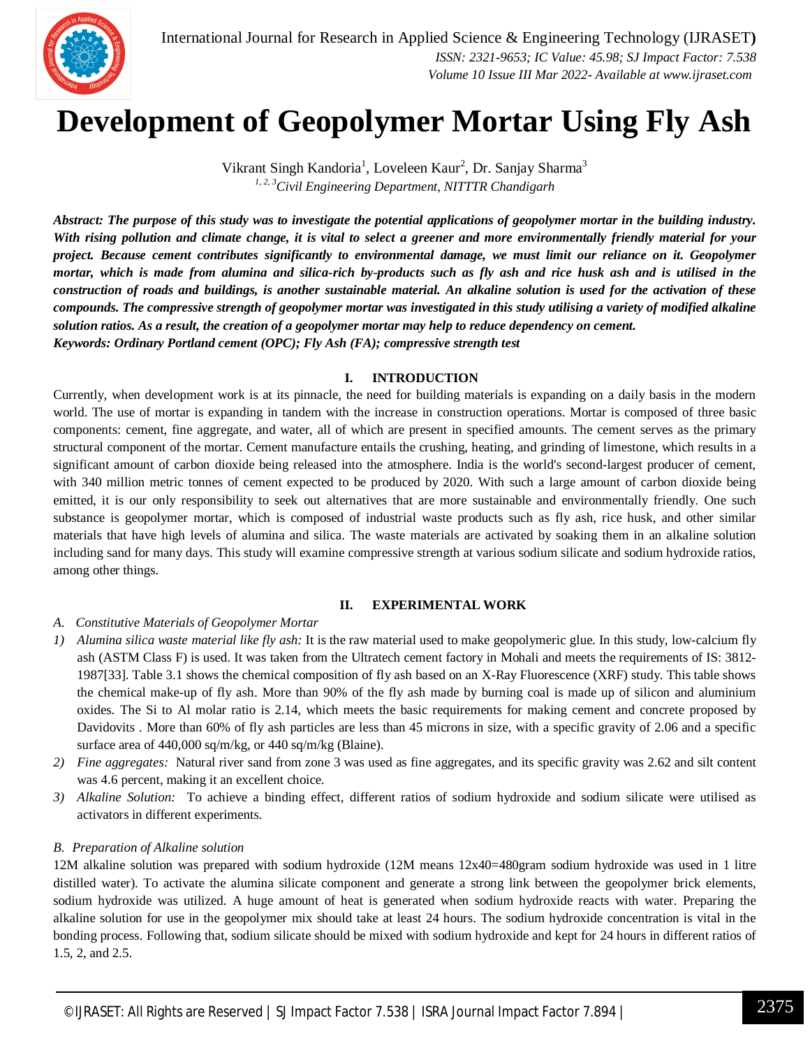# Development of Geopolymer Mortar Using Fly Ash

Vikrant Singh Kandoria[1], Loveleen Kaur[2], Dr. Sanjay Sharma[3]

[1, 2, 3]*Civil Engineering Department, NITTTR Chandigarh*

***Abstract:** The purpose of this study was to investigate the potential applications of geopolymer mortar in the building industry. With rising pollution and climate change, it is vital to select a greener and more environmentally friendly material for your project. Because cement contributes significantly to environmental damage, we must limit our reliance on it. Geopolymer mortar, which is made from alumina and silica-rich by-products such as fly ash and rice husk ash and is utilised in the construction of roads and buildings, is another sustainable material. An alkaline solution is used for the activation of these compounds. The compressive strength of geopolymer mortar was investigated in this study utilising a variety of modified alkaline solution ratios. As a result, the creation of a geopolymer mortar may help to reduce dependency on cement.*

***Keywords:** Ordinary Portland cement (OPC); Fly Ash (FA); compressive strength test*

## I. INTRODUCTION

Currently, when development work is at its pinnacle, the need for building materials is expanding on a daily basis in the modern world. The use of mortar is expanding in tandem with the increase in construction operations. Mortar is composed of three basic components: cement, fine aggregate, and water, all of which are present in specified amounts. The cement serves as the primary structural component of the mortar. Cement manufacture entails the crushing, heating, and grinding of limestone, which results in a significant amount of carbon dioxide being released into the atmosphere. India is the world's second-largest producer of cement, with 340 million metric tonnes of cement expected to be produced by 2020. With such a large amount of carbon dioxide being emitted, it is our only responsibility to seek out alternatives that are more sustainable and environmentally friendly. One such substance is geopolymer mortar, which is composed of industrial waste products such as fly ash, rice husk, and other similar materials that have high levels of alumina and silica. The waste materials are activated by soaking them in an alkaline solution including sand for many days. This study will examine compressive strength at various sodium silicate and sodium hydroxide ratios, among other things.

## II. EXPERIMENTAL WORK

### A. Constitutive Materials of Geopolymer Mortar

1) *Alumina silica waste material like fly ash:* It is the raw material used to make geopolymeric glue. In this study, low-calcium fly ash (ASTM Class F) is used. It was taken from the Ultratech cement factory in Mohali and meets the requirements of IS: 3812-1987[33]. Table 3.1 shows the chemical composition of fly ash based on an X-Ray Fluorescence (XRF) study. This table shows the chemical make-up of fly ash. More than 90% of the fly ash made by burning coal is made up of silicon and aluminium oxides. The Si to Al molar ratio is 2.14, which meets the basic requirements for making cement and concrete proposed by Davidovits . More than 60% of fly ash particles are less than 45 microns in size, with a specific gravity of 2.06 and a specific surface area of 440,000 sq/m/kg, or 440 sq/m/kg (Blaine).
2) *Fine aggregates:* Natural river sand from zone 3 was used as fine aggregates, and its specific gravity was 2.62 and silt content was 4.6 percent, making it an excellent choice.
3) *Alkaline Solution:* To achieve a binding effect, different ratios of sodium hydroxide and sodium silicate were utilised as activators in different experiments.

### B. Preparation of Alkaline solution

12M alkaline solution was prepared with sodium hydroxide (12M means 12x40=480gram sodium hydroxide was used in 1 litre distilled water). To activate the alumina silicate component and generate a strong link between the geopolymer brick elements, sodium hydroxide was utilized. A huge amount of heat is generated when sodium hydroxide reacts with water. Preparing the alkaline solution for use in the geopolymer mix should take at least 24 hours. The sodium hydroxide concentration is vital in the bonding process. Following that, sodium silicate should be mixed with sodium hydroxide and kept for 24 hours in different ratios of 1.5, 2, and 2.5.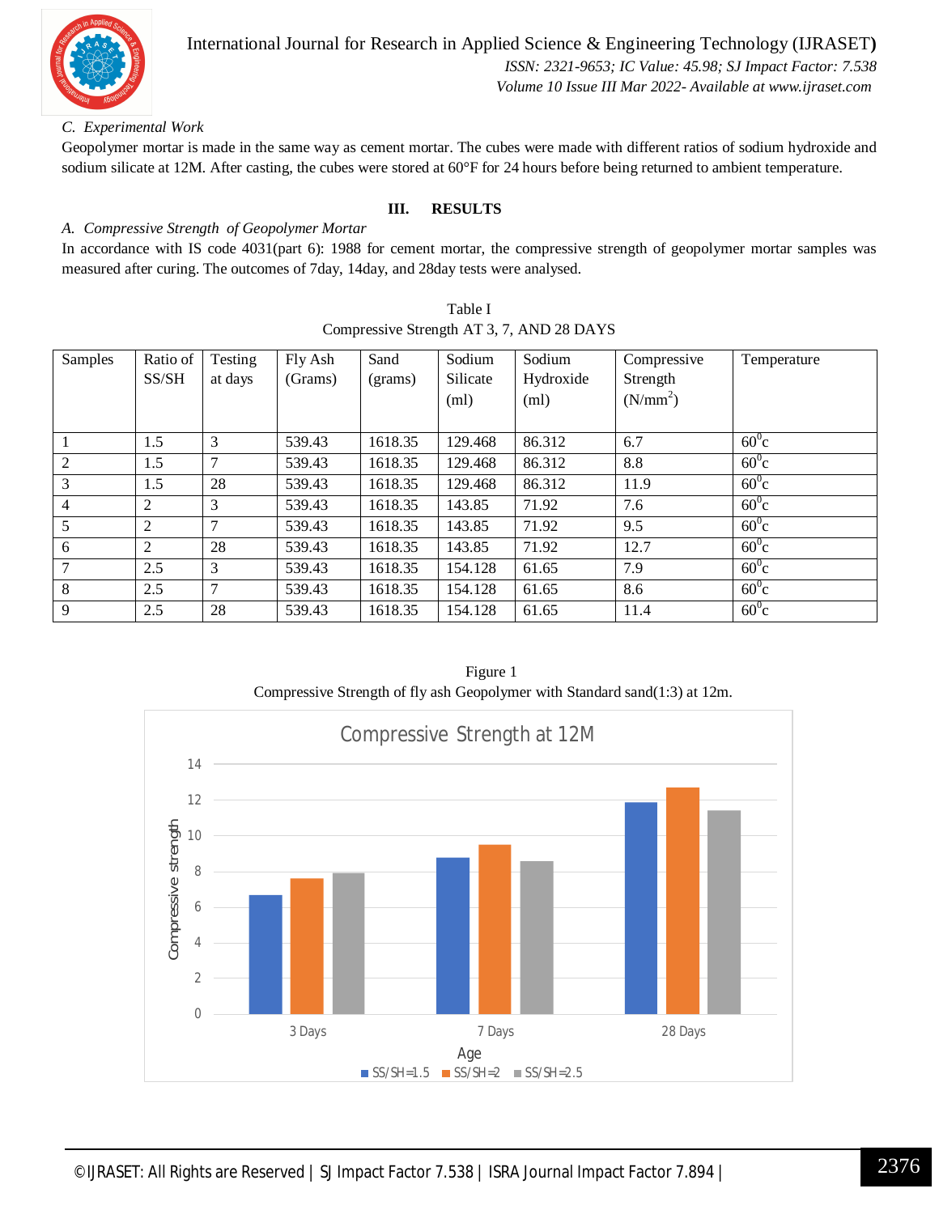*C. Experimental Work*

Geopolymer mortar is made in the same way as cement mortar. The cubes were made with different ratios of sodium hydroxide and sodium silicate at 12M. After casting, the cubes were stored at 60°F for 24 hours before being returned to ambient temperature.

## III. RESULTS

*A. Compressive Strength of Geopolymer Mortar*

In accordance with IS code 4031(part 6): 1988 for cement mortar, the compressive strength of geopolymer mortar samples was measured after curing. The outcomes of 7day, 14day, and 28day tests were analysed.

Table I

Compressive Strength AT 3, 7, AND 28 DAYS

| Samples | Ratio of SS/SH | Testing at days | Fly Ash (Grams) | Sand (grams) | Sodium Silicate (ml) | Sodium Hydroxide (ml) | Compressive Strength ($N/mm^2$) | Temperature |
|---|---|---|---|---|---|---|---|---|
| 1 | 1.5 | 3 | 539.43 | 1618.35 | 129.468 | 86.312 | 6.7 | $60^0$c |
| 2 | 1.5 | 7 | 539.43 | 1618.35 | 129.468 | 86.312 | 8.8 | $60^0$c |
| 3 | 1.5 | 28 | 539.43 | 1618.35 | 129.468 | 86.312 | 11.9 | $60^0$c |
| 4 | 2 | 3 | 539.43 | 1618.35 | 143.85 | 71.92 | 7.6 | $60^0$c |
| 5 | 2 | 7 | 539.43 | 1618.35 | 143.85 | 71.92 | 9.5 | $60^0$c |
| 6 | 2 | 28 | 539.43 | 1618.35 | 143.85 | 71.92 | 12.7 | $60^0$c |
| 7 | 2.5 | 3 | 539.43 | 1618.35 | 154.128 | 61.65 | 7.9 | $60^0$c |
| 8 | 2.5 | 7 | 539.43 | 1618.35 | 154.128 | 61.65 | 8.6 | $60^0$c |
| 9 | 2.5 | 28 | 539.43 | 1618.35 | 154.128 | 61.65 | 11.4 | $60^0$c |

Figure 1

Compressive Strength of fly ash Geopolymer with Standard sand(1:3) at 12m.

Compressive Strength at 12M

| Age | SS/SH=1.5 | SS/SH=2 | SS/SH=2.5 |
|---|---|---|---|
| 3 Days | 6.7 | 7.6 | 7.9 |
| 7 Days | 8.8 | 9.5 | 8.6 |
| 28 Days | 11.9 | 12.7 | 11.4 |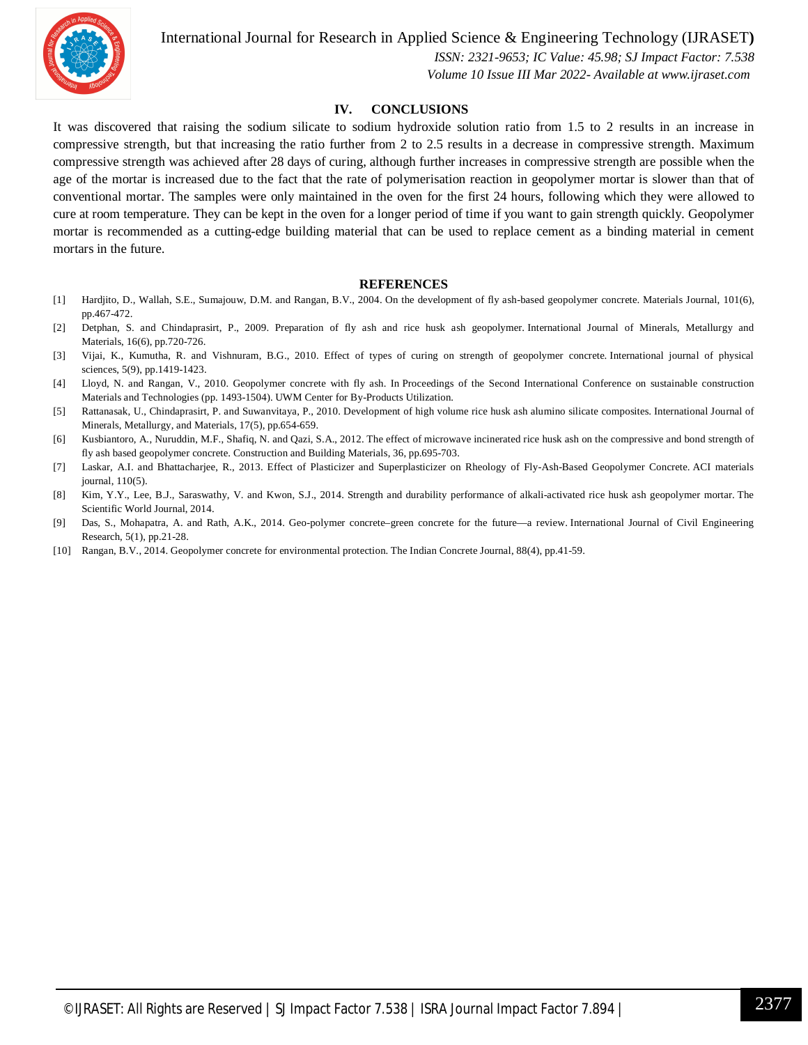## IV. CONCLUSIONS

It was discovered that raising the sodium silicate to sodium hydroxide solution ratio from 1.5 to 2 results in an increase in compressive strength, but that increasing the ratio further from 2 to 2.5 results in a decrease in compressive strength. Maximum compressive strength was achieved after 28 days of curing, although further increases in compressive strength are possible when the age of the mortar is increased due to the fact that the rate of polymerisation reaction in geopolymer mortar is slower than that of conventional mortar. The samples were only maintained in the oven for the first 24 hours, following which they were allowed to cure at room temperature. They can be kept in the oven for a longer period of time if you want to gain strength quickly. Geopolymer mortar is recommended as a cutting-edge building material that can be used to replace cement as a binding material in cement mortars in the future.

## REFERENCES

[1] Hardjito, D., Wallah, S.E., Sumajouw, D.M. and Rangan, B.V., 2004. On the development of fly ash-based geopolymer concrete. Materials Journal, 101(6), pp.467-472.

[2] Detphan, S. and Chindaprasirt, P., 2009. Preparation of fly ash and rice husk ash geopolymer. International Journal of Minerals, Metallurgy and Materials, 16(6), pp.720-726.

[3] Vijai, K., Kumutha, R. and Vishnuram, B.G., 2010. Effect of types of curing on strength of geopolymer concrete. International journal of physical sciences, 5(9), pp.1419-1423.

[4] Lloyd, N. and Rangan, V., 2010. Geopolymer concrete with fly ash. In Proceedings of the Second International Conference on sustainable construction Materials and Technologies (pp. 1493-1504). UWM Center for By-Products Utilization.

[5] Rattanasak, U., Chindaprasirt, P. and Suwanvitaya, P., 2010. Development of high volume rice husk ash alumino silicate composites. International Journal of Minerals, Metallurgy, and Materials, 17(5), pp.654-659.

[6] Kusbiantoro, A., Nuruddin, M.F., Shafiq, N. and Qazi, S.A., 2012. The effect of microwave incinerated rice husk ash on the compressive and bond strength of fly ash based geopolymer concrete. Construction and Building Materials, 36, pp.695-703.

[7] Laskar, A.I. and Bhattacharjee, R., 2013. Effect of Plasticizer and Superplasticizer on Rheology of Fly-Ash-Based Geopolymer Concrete. ACI materials journal, 110(5).

[8] Kim, Y.Y., Lee, B.J., Saraswathy, V. and Kwon, S.J., 2014. Strength and durability performance of alkali-activated rice husk ash geopolymer mortar. The Scientific World Journal, 2014.

[9] Das, S., Mohapatra, A. and Rath, A.K., 2014. Geo-polymer concrete–green concrete for the future—a review. International Journal of Civil Engineering Research, 5(1), pp.21-28.

[10] Rangan, B.V., 2014. Geopolymer concrete for environmental protection. The Indian Concrete Journal, 88(4), pp.41-59.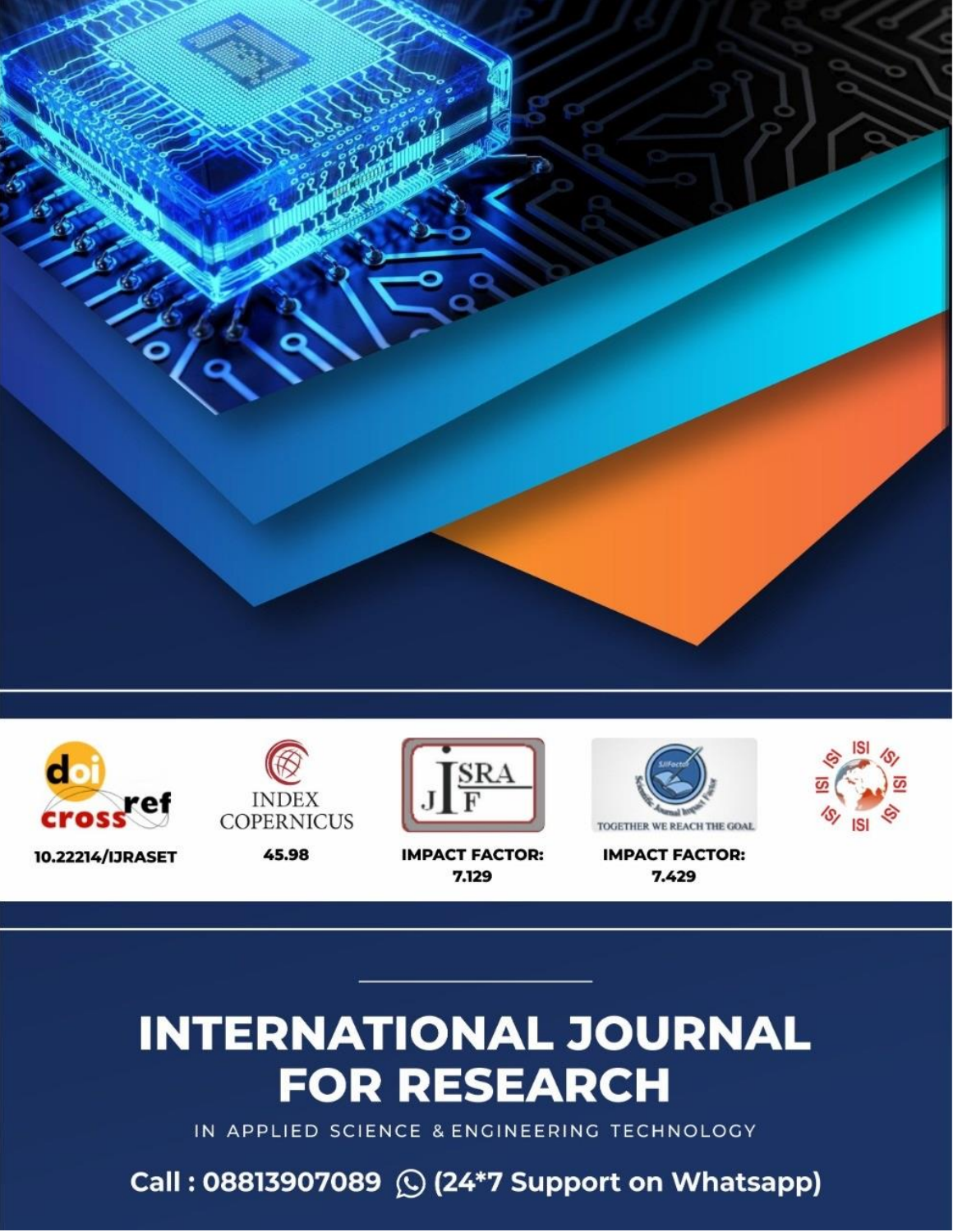10.22214/IJRASET

INDEX COPERNICUS

45.98

IMPACT FACTOR: 7.129

IMPACT FACTOR: 7.429

# INTERNATIONAL JOURNAL FOR RESEARCH

IN APPLIED SCIENCE & ENGINEERING TECHNOLOGY

Call : 08813907089 (24*7 Support on Whatsapp)